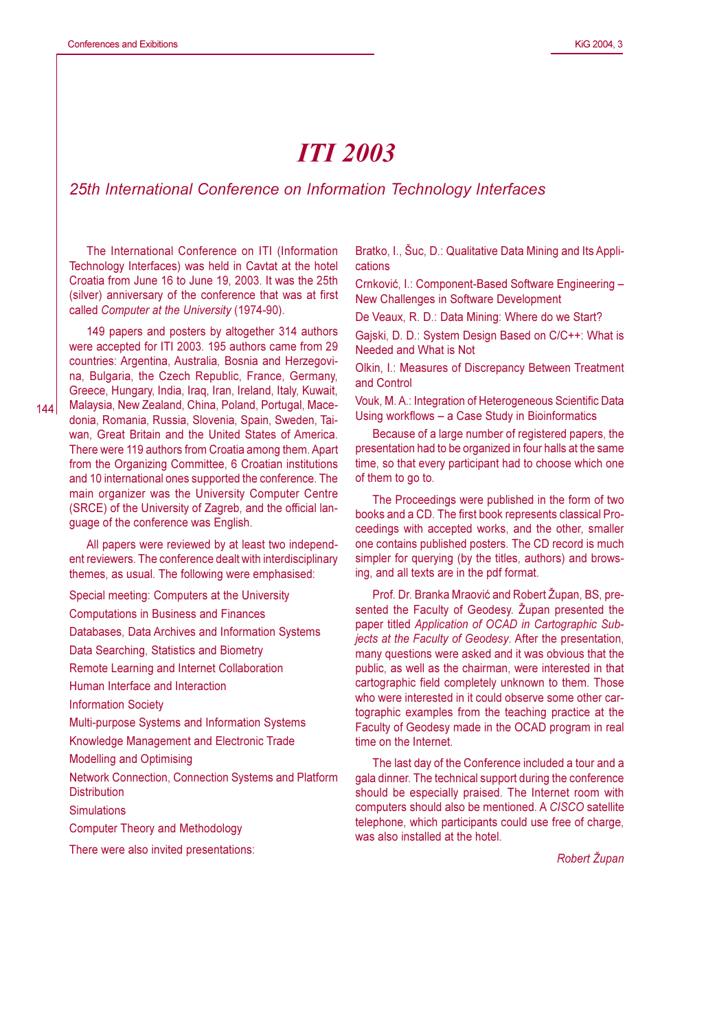# ITI 2003

## 25th International Conference on Information Technology Interfaces

The International Conference on ITI (Information Technology Interfaces) was held in Cavtat at the hotel Croatia from June 16 to June 19, 2003. It was the 25th (silver) anniversary of the conference that was at first called *Computer at the University* (1974-90).

149 papers and posters by altogether 314 authors were accepted for ITI 2003. 195 authors came from 29 countries: Argentina, Australia, Bosnia and Herzegovina, Bulgaria, the Czech Republic, France, Germany, Greece, Hungary, India, Iraq, Iran, Ireland, Italy, Kuwait, Malaysia, New Zealand, China, Poland, Portugal, Macedonia, Romania, Russia, Slovenia, Spain, Sweden, Taiwan, Great Britain and the United States of America. There were 119 authors from Croatia among them. Apart from the Organizing Committee, 6 Croatian institutions and 10 international ones supported the conference. The main organizer was the University Computer Centre (SRCE) of the University of Zagreb, and the official language of the conference was English.

All papers were reviewed by at least two independent reviewers. The conference dealt with interdisciplinary themes, as usual. The following were emphasised:

Special meeting: Computers at the University

Computations in Business and Finances

Databases, Data Archives and Information Systems

Data Searching, Statistics and Biometry

Remote Learning and Internet Collaboration

Human Interface and Interaction

Information Society

Multi-purpose Systems and Information Systems

Knowledge Management and Electronic Trade

Modelling and Optimising

Network Connection, Connection Systems and Platform Distribution

Simulations

Computer Theory and Methodology

There were also invited presentations:

Bratko, I., Šuc, D.: Qualitative Data Mining and Its Applications

Crnković, I.: Component-Based Software Engineering – New Challenges in Software Development

De Veaux, R. D.: Data Mining: Where do we Start?

Gajski, D. D.: System Design Based on C/C++: What is Needed and What is Not

Olkin, I.: Measures of Discrepancy Between Treatment and Control

Vouk, M. A.: Integration of Heterogeneous Scientific Data Using workflows – a Case Study in Bioinformatics

Because of a large number of registered papers, the presentation had to be organized in four halls at the same time, so that every participant had to choose which one of them to go to.

The Proceedings were published in the form of two books and a CD. The first book represents classical Proceedings with accepted works, and the other, smaller one contains published posters. The CD record is much simpler for querying (by the titles, authors) and browsing, and all texts are in the pdf format.

Prof. Dr. Branka Mraović and Robert Župan, BS, presented the Faculty of Geodesy. Župan presented the paper titled *Application of OCAD in Cartographic Subjects at the Faculty of Geodesy*. After the presentation, many questions were asked and it was obvious that the public, as well as the chairman, were interested in that cartographic field completely unknown to them. Those who were interested in it could observe some other cartographic examples from the teaching practice at the Faculty of Geodesy made in the OCAD program in real time on the Internet.

The last day of the Conference included a tour and a gala dinner. The technical support during the conference should be especially praised. The Internet room with computers should also be mentioned. A *CISCO* satellite telephone, which participants could use free of charge, was also installed at the hotel.

*Robert Župan*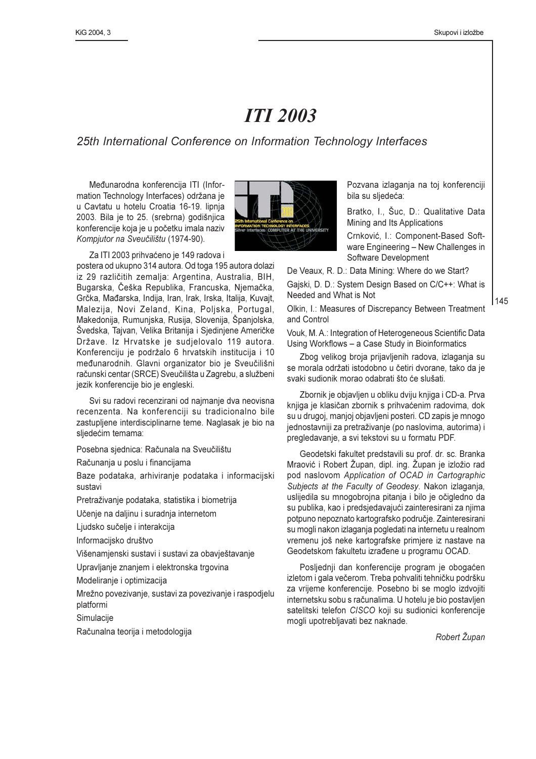# *ITI 2003*

## *25th International Conference on Information Technology Interfaces*

Međunarodna konferencija ITI (Information Technology Interfaces) održana je u Cavtatu u hotelu Croatia 16-19. lipnja 2003. Bila je to 25. (srebrna) godišnjica konferencije koja je u početku imala naziv *Kompjutor na Sveučilištu* (1974-90).

Za ITI 2003 prihvaćeno je 149 radova i postera od ukupno 314 autora. Od toga 195 autora dolazi iz 29 različitih zemalja: Argentina, Australia, BIH, Bugarska, Češka Republika, Francuska, Njemačka, Grčka, Mađarska, Indija, Iran, Irak, Irska, Italija, Kuvajt, Malezija, Novi Zeland, Kina, Poljska, Portugal, Makedonija, Rumunjska, Rusija, Slovenija, Španjolska, Švedska, Tajvan, Velika Britanija i Sjedinjene Američke Države. Iz Hrvatske je sudjelovalo 119 autora. Konferenciju je podržalo 6 hrvatskih institucija i 10 međunarodnih. Glavni organizator bio je Sveučilišni računski centar (SRCE) Sveučilišta u Zagrebu, a službeni jezik konferencije bio je engleski.

Svi su radovi recenzirani od najmanje dva neovisna recenzenta. Na konferenciji su tradicionalno bile zastupljene interdisciplinarne teme. Naglasak je bio na sljedećim temama:

Posebna sjednica: Računala na Sveučilištu

Računanja u poslu i financijama

Baze podataka, arhiviranje podataka i informacijski sustavi

Pretraživanje podataka, statistika i biometrija

Učenje na daljinu i suradnja internetom

Ljudsko sučelje i interakcija

Informacijsko društvo

Višenamjenski sustavi i sustavi za obavještavanje

Upravljanje znanjem i elektronska trgovina

Modeliranje i optimizacija

Mrežno povezivanje, sustavi za povezivanje i raspodjelu platformi

Simulacije

Računalna teorija i metodologija

Pozvana izlaganja na toj konferenciji bila su sljedeća:

Bratko, I., Šuc, D.: Qualitative Data Mining and Its Applications

Crnković, I.: Component-Based Software Engineering – New Challenges in Software Development

De Veaux, R. D.: Data Mining: Where do we Start?

Gajski, D. D.: System Design Based on C/C++: What is Needed and What is Not

Olkin, I.: Measures of Discrepancy Between Treatment and Control

Vouk, M. A.: Integration of Heterogeneous Scientific Data Using Workflows – a Case Study in Bioinformatics

Zbog velikog broja prijavljenih radova, izlaganja su se morala održati istodobno u četiri dvorane, tako da je svaki sudionik morao odabrati što će slušati.

Zbornik je objavljen u obliku dviju knjiga i CD-a. Prva knjiga je klasičan zbornik s prihvaćenim radovima, dok su u drugoj, manjoj objavljeni posteri. CD zapis je mnogo jednostavniji za pretraživanje (po naslovima, autorima) i pregledavanje, a svi tekstovi su u formatu PDF.

Geodetski fakultet predstavili su prof. dr. sc. Branka Mraović i Robert Župan, dipl. ing. Župan je izložio rad pod naslovom *Application of OCAD in Cartographic Subjects at the Faculty of Geodesy*. Nakon izlaganja, uslijedila su mnogobrojna pitanja i bilo je očigledno da su publika, kao i predsjedavajući zainteresirani za njima potpuno nepoznato kartografsko područje. Zainteresirani su mogli nakon izlaganja pogledati na internetu u realnom vremenu još neke kartografske primjere iz nastave na Geodetskom fakultetu izrađene u programu OCAD.

Posljednji dan konferencije program je obogaćen izletom i gala večerom. Treba pohvaliti tehničku podršku za vrijeme konferencije. Posebno bi se moglo izdvojiti internetsku sobu s računalima. U hotelu je bio postavljen satelitski telefon *CISCO* koji su sudionici konferencije mogli upotrebljavati bez naknade.

*Robert Župan*